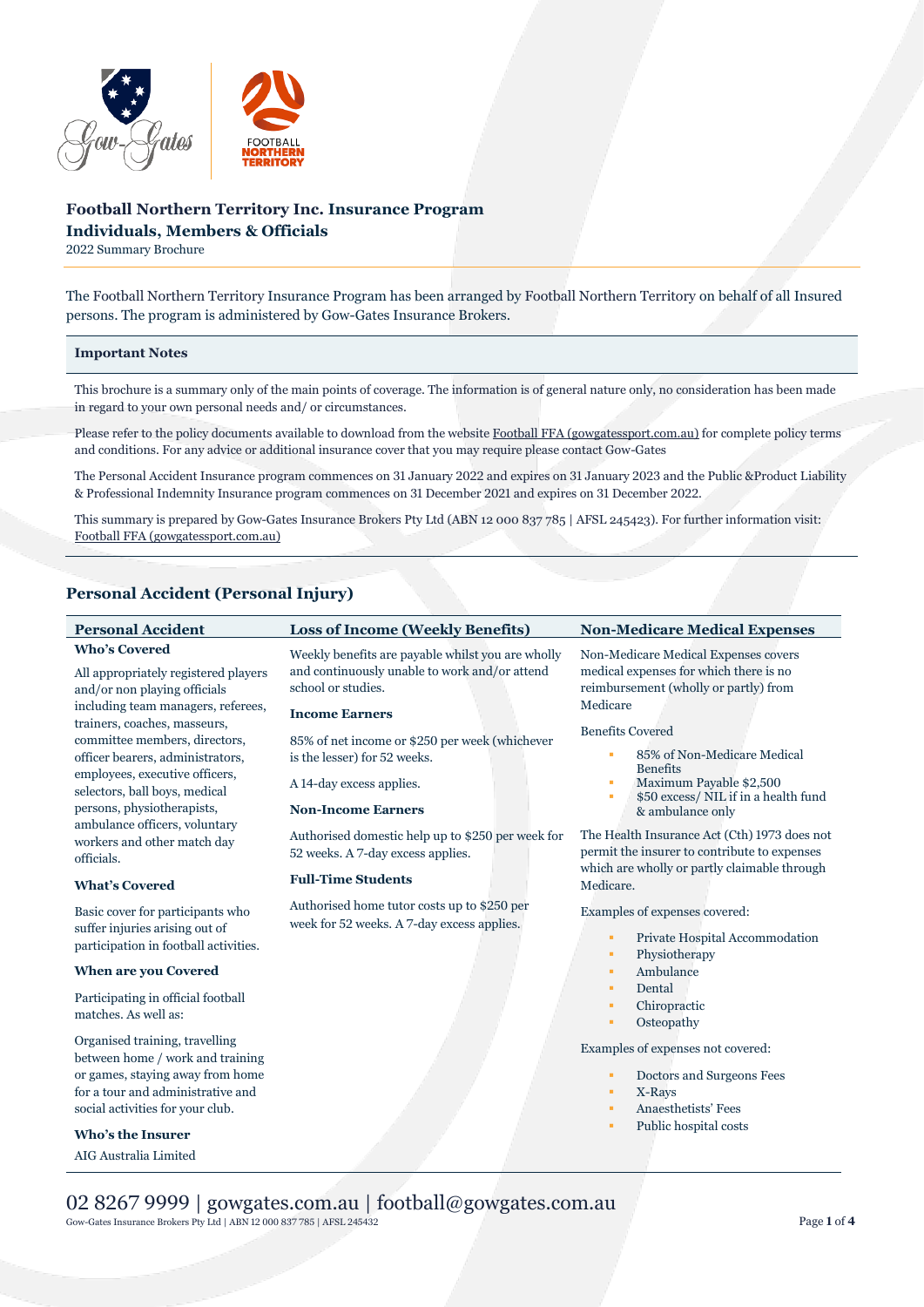# Football Northern Territory Inc. Insurance Program

## Individuals, Members & Officials

2022 Summary Brochure

The Football Northern Territory Insurance Program has been arranged by Football Northern Territory on behalf of all Insured persons. The program is administered by Gow-Gates Insurance Brokers.

### Important Notes

This brochure is a summary only of the main points of coverage. The information is of general nature only, no consideration has been made in regard to your own personal needs and/ or circumstances.

Please refer to the policy documents available to download from the website Football FFA (gowgatessport.com.au) for complete policy terms and conditions. For any advice or additional insurance cover that you may require please contact Gow-Gates

The Personal Accident Insurance program commences on 31 January 2022 and expires on 31 January 2023 and the Public &Product Liability & Professional Indemnity Insurance program commences on 31 December 2021 and expires on 31 December 2022.

This summary is prepared by Gow-Gates Insurance Brokers Pty Ltd (ABN 12 000 837 785 | AFSL 245423). For further information visit: Football FFA (gowgatessport.com.au)

## Personal Accident (Personal Injury)

### Personal Accident

**Who's Covered**

All appropriately registered players and/or non playing officials including team managers, referees, trainers, coaches, masseurs, committee members, directors, officer bearers, administrators, employees, executive officers, selectors, ball boys, medical persons, physiotherapists, ambulance officers, voluntary workers and other match day officials.

**What's Covered**

Basic cover for participants who suffer injuries arising out of participation in football activities.

**When are you Covered**

Participating in official football matches. As well as:

Organised training, travelling between home / work and training or games, staying away from home for a tour and administrative and social activities for your club.

**Who's the Insurer**

AIG Australia Limited

### Loss of Income (Weekly Benefits)

Weekly benefits are payable whilst you are wholly and continuously unable to work and/or attend school or studies.

**Income Earners**

85% of net income or $250 per week (whichever is the lesser) for 52 weeks.

A 14-day excess applies.

**Non-Income Earners**

Authorised domestic help up to $250 per week for 52 weeks. A 7-day excess applies.

**Full-Time Students**

Authorised home tutor costs up to $250 per week for 52 weeks. A 7-day excess applies.

### Non-Medicare Medical Expenses

Non-Medicare Medical Expenses covers medical expenses for which there is no reimbursement (wholly or partly) from Medicare

Benefits Covered

- 85% of Non-Medicare Medical Benefits
- Maximum Payable $2,500
- $50 excess/ NIL if in a health fund & ambulance only

The Health Insurance Act (Cth) 1973 does not permit the insurer to contribute to expenses which are wholly or partly claimable through Medicare.

Examples of expenses covered:

- Private Hospital Accommodation
- Physiotherapy
- Ambulance
- Dental
- Chiropractic
- Osteopathy

Examples of expenses not covered:

- Doctors and Surgeons Fees
- X-Rays
- Anaesthetists' Fees
- Public hospital costs

02 8267 9999 | gowgates.com.au | football@gowgates.com.au

Gow-Gates Insurance Brokers Pty Ltd | ABN 12 000 837 785 | AFSL 245432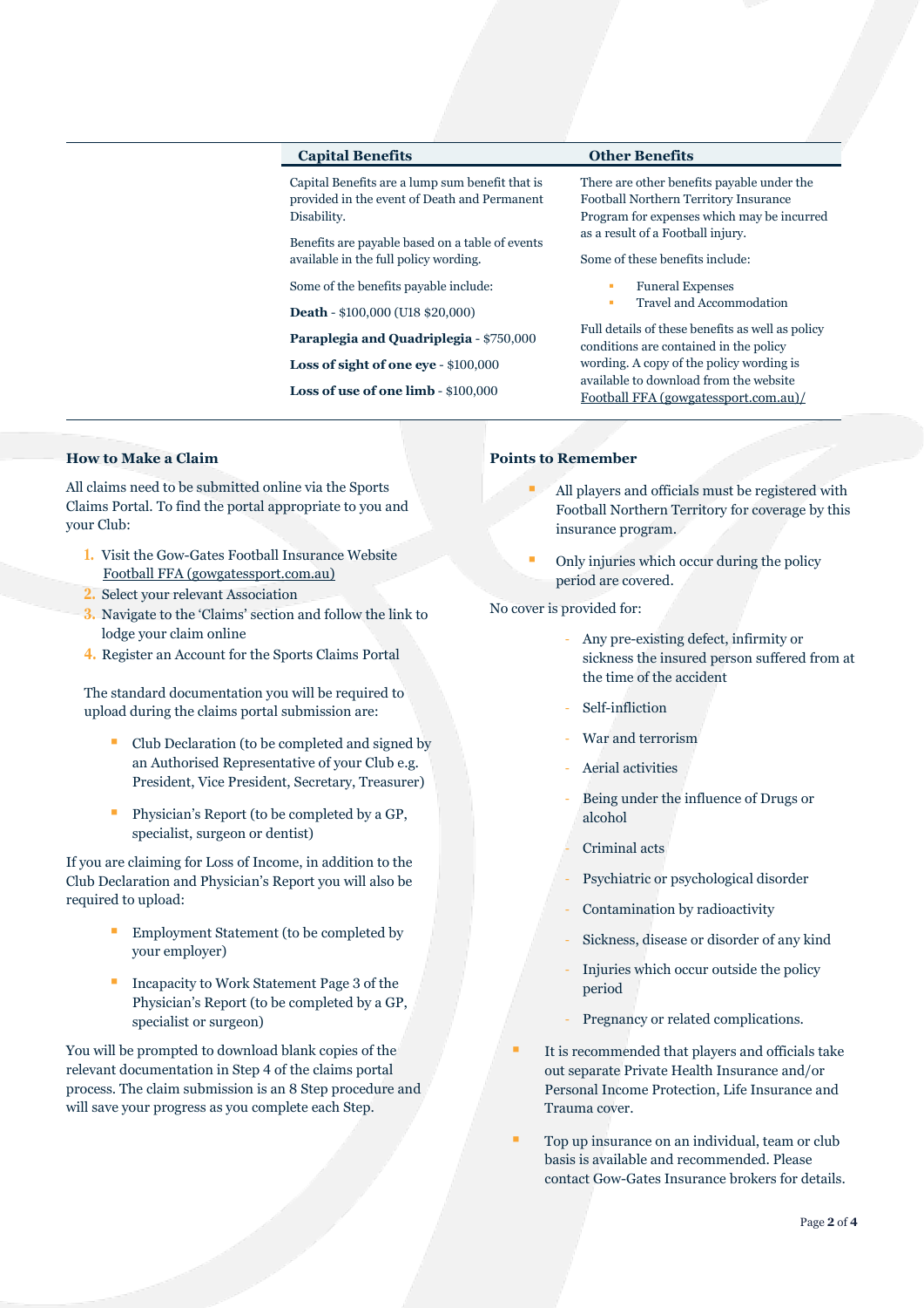## Capital Benefits

Capital Benefits are a lump sum benefit that is provided in the event of Death and Permanent Disability.

Benefits are payable based on a table of events available in the full policy wording.

Some of the benefits payable include:

**Death** - $100,000 (U18 $20,000)

**Paraplegia and Quadriplegia** - $750,000

**Loss of sight of one eye** - $100,000

**Loss of use of one limb** - $100,000

## Other Benefits

There are other benefits payable under the Football Northern Territory Insurance Program for expenses which may be incurred as a result of a Football injury.

Some of these benefits include:

- Funeral Expenses
- Travel and Accommodation

Full details of these benefits as well as policy conditions are contained in the policy wording. A copy of the policy wording is available to download from the website Football FFA (gowgatessport.com.au)/

### How to Make a Claim

All claims need to be submitted online via the Sports Claims Portal. To find the portal appropriate to you and your Club:

1. Visit the Gow-Gates Football Insurance Website Football FFA (gowgatessport.com.au)
2. Select your relevant Association
3. Navigate to the 'Claims' section and follow the link to lodge your claim online
4. Register an Account for the Sports Claims Portal

The standard documentation you will be required to upload during the claims portal submission are:

- Club Declaration (to be completed and signed by an Authorised Representative of your Club e.g. President, Vice President, Secretary, Treasurer)
- Physician's Report (to be completed by a GP, specialist, surgeon or dentist)

If you are claiming for Loss of Income, in addition to the Club Declaration and Physician's Report you will also be required to upload:

- Employment Statement (to be completed by your employer)
- Incapacity to Work Statement Page 3 of the Physician's Report (to be completed by a GP, specialist or surgeon)

You will be prompted to download blank copies of the relevant documentation in Step 4 of the claims portal process. The claim submission is an 8 Step procedure and will save your progress as you complete each Step.

### Points to Remember

- All players and officials must be registered with Football Northern Territory for coverage by this insurance program.
- Only injuries which occur during the policy period are covered.

No cover is provided for:

- Any pre-existing defect, infirmity or sickness the insured person suffered from at the time of the accident
- Self-infliction
- War and terrorism
- Aerial activities
- Being under the influence of Drugs or alcohol
- Criminal acts
- Psychiatric or psychological disorder
- Contamination by radioactivity
- Sickness, disease or disorder of any kind
- Injuries which occur outside the policy period
- Pregnancy or related complications.

- It is recommended that players and officials take out separate Private Health Insurance and/or Personal Income Protection, Life Insurance and Trauma cover.
- Top up insurance on an individual, team or club basis is available and recommended. Please contact Gow-Gates Insurance brokers for details.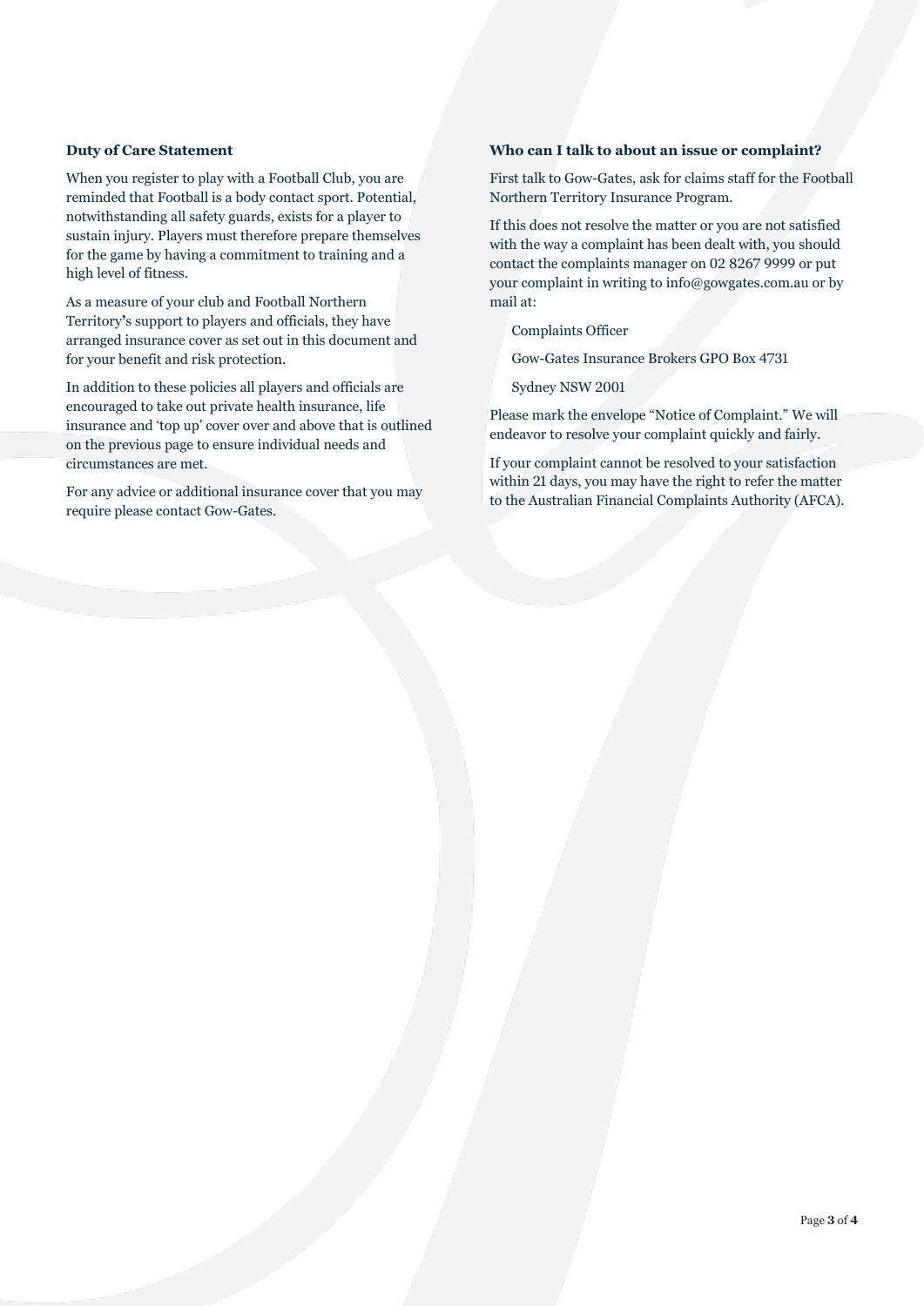## Duty of Care Statement

When you register to play with a Football Club, you are reminded that Football is a body contact sport. Potential, notwithstanding all safety guards, exists for a player to sustain injury. Players must therefore prepare themselves for the game by having a commitment to training and a high level of fitness.

As a measure of your club and Football Northern Territory's support to players and officials, they have arranged insurance cover as set out in this document and for your benefit and risk protection.

In addition to these policies all players and officials are encouraged to take out private health insurance, life insurance and 'top up' cover over and above that is outlined on the previous page to ensure individual needs and circumstances are met.

For any advice or additional insurance cover that you may require please contact Gow-Gates.

## Who can I talk to about an issue or complaint?

First talk to Gow-Gates, ask for claims staff for the Football Northern Territory Insurance Program.

If this does not resolve the matter or you are not satisfied with the way a complaint has been dealt with, you should contact the complaints manager on 02 8267 9999 or put your complaint in writing to info@gowgates.com.au or by mail at:

Complaints Officer

Gow-Gates Insurance Brokers GPO Box 4731

Sydney NSW 2001

Please mark the envelope "Notice of Complaint." We will endeavor to resolve your complaint quickly and fairly.

If your complaint cannot be resolved to your satisfaction within 21 days, you may have the right to refer the matter to the Australian Financial Complaints Authority (AFCA).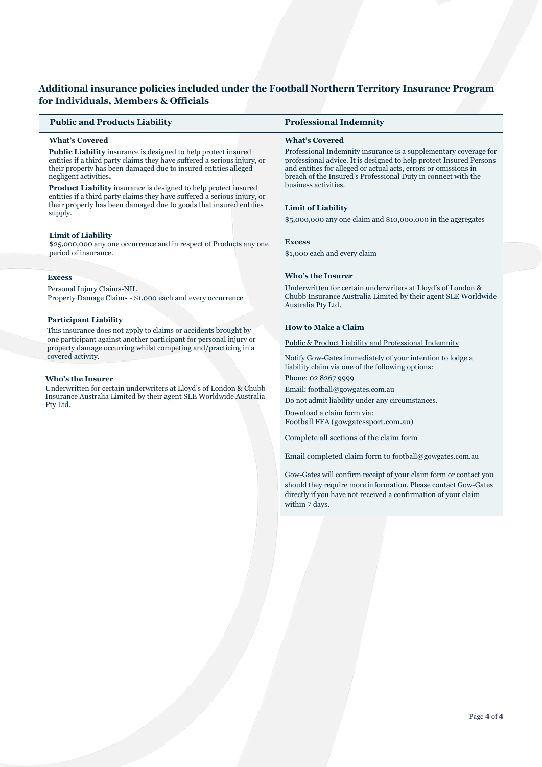## Additional insurance policies included under the Football Northern Territory Insurance Program for Individuals, Members & Officials

### Public and Products Liability

**What's Covered**

**Public Liability** insurance is designed to help protect insured entities if a third party claims they have suffered a serious injury, or their property has been damaged due to insured entities alleged negligent activities**.**

**Product Liability** insurance is designed to help protect insured entities if a third party claims they have suffered a serious injury, or their property has been damaged due to goods that insured entities supply.

**Limit of Liability**

$25,000,000 any one occurrence and in respect of Products any one period of insurance.

**Excess**

Personal Injury Claims-NIL
Property Damage Claims - $1,000 each and every occurrence

**Participant Liability**

This insurance does not apply to claims or accidents brought by one participant against another participant for personal injury or property damage occurring whilst competing and/practicing in a covered activity.

**Who's the Insurer**

Underwritten for certain underwriters at Lloyd's of London & Chubb Insurance Australia Limited by their agent SLE Worldwide Australia Pty Ltd.

### Professional Indemnity

**What's Covered**

Professional Indemnity insurance is a supplementary coverage for professional advice. It is designed to help protect Insured Persons and entities for alleged or actual acts, errors or omissions in breach of the Insured's Professional Duty in connect with the business activities.

**Limit of Liability**

$5,000,000 any one claim and $10,000,000 in the aggregates

**Excess**

$1,000 each and every claim

**Who's the Insurer**

Underwritten for certain underwriters at Lloyd's of London & Chubb Insurance Australia Limited by their agent SLE Worldwide Australia Pty Ltd.

**How to Make a Claim**

Public & Product Liability and Professional Indemnity

Notify Gow-Gates immediately of your intention to lodge a liability claim via one of the following options:

Phone: 02 8267 9999

Email: football@gowgates.com.au

Do not admit liability under any circumstances.

Download a claim form via:
Football FFA (gowgatessport.com.au)

Complete all sections of the claim form

Email completed claim form to football@gowgates.com.au

Gow-Gates will confirm receipt of your claim form or contact you should they require more information. Please contact Gow-Gates directly if you have not received a confirmation of your claim within 7 days.